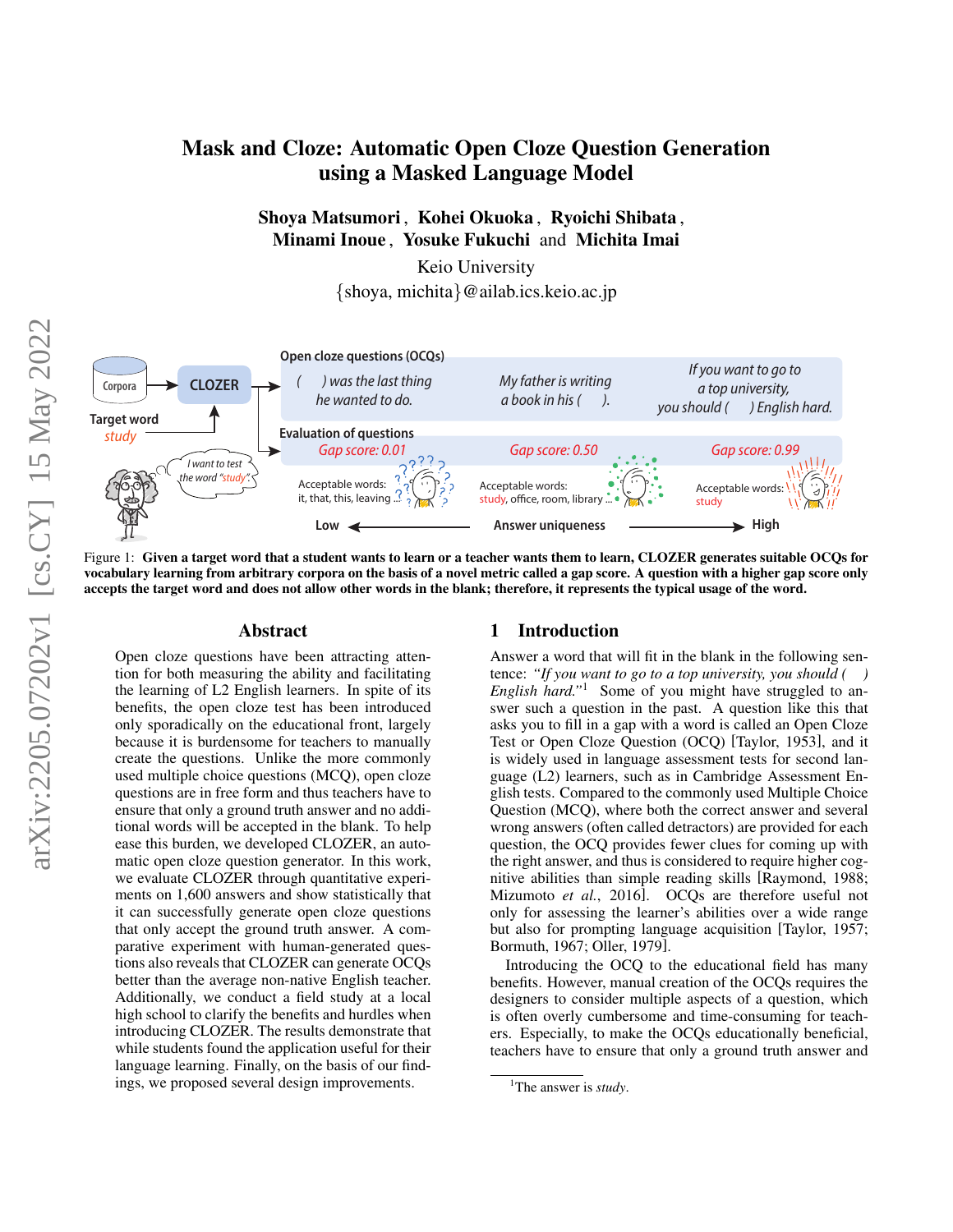# Mask and Cloze: Automatic Open Cloze Question Generation using a Masked Language Model

**Shoya Matsumori, Kohei Okuoka, Ryoichi Shibata, Minami Inoue, Yosuke Fukuchi and Michita Imai**

Keio University

{shoya, michita}@ailab.ics.keio.ac.jp

Figure 1: **Given a target word that a student wants to learn or a teacher wants them to learn, CLOZER generates suitable OCQs for vocabulary learning from arbitrary corpora on the basis of a novel metric called a gap score. A question with a higher gap score only accepts the target word and does not allow other words in the blank; therefore, it represents the typical usage of the word.**

## Abstract

Open cloze questions have been attracting attention for both measuring the ability and facilitating the learning of L2 English learners. In spite of its benefits, the open cloze test has been introduced only sporadically on the educational front, largely because it is burdensome for teachers to manually create the questions. Unlike the more commonly used multiple choice questions (MCQ), open cloze questions are in free form and thus teachers have to ensure that only a ground truth answer and no additional words will be accepted in the blank. To help ease this burden, we developed CLOZER, an automatic open cloze question generator. In this work, we evaluate CLOZER through quantitative experiments on 1,600 answers and show statistically that it can successfully generate open cloze questions that only accept the ground truth answer. A comparative experiment with human-generated questions also reveals that CLOZER can generate OCQs better than the average non-native English teacher. Additionally, we conduct a field study at a local high school to clarify the benefits and hurdles when introducing CLOZER. The results demonstrate that while students found the application useful for their language learning. Finally, on the basis of our findings, we proposed several design improvements.

## 1 Introduction

Answer a word that will fit in the blank in the following sentence: *"If you want to go to a top university, you should ( ) English hard."*[1] Some of you might have struggled to answer such a question in the past. A question like this that asks you to fill in a gap with a word is called an Open Cloze Test or Open Cloze Question (OCQ) [Taylor, 1953], and it is widely used in language assessment tests for second language (L2) learners, such as in Cambridge Assessment English tests. Compared to the commonly used Multiple Choice Question (MCQ), where both the correct answer and several wrong answers (often called detractors) are provided for each question, the OCQ provides fewer clues for coming up with the right answer, and thus is considered to require higher cognitive abilities than simple reading skills [Raymond, 1988; Mizumoto *et al.*, 2016]. OCQs are therefore useful not only for assessing the learner's abilities over a wide range but also for prompting language acquisition [Taylor, 1957; Bormuth, 1967; Oller, 1979].

Introducing the OCQ to the educational field has many benefits. However, manual creation of the OCQs requires the designers to consider multiple aspects of a question, which is often overly cumbersome and time-consuming for teachers. Especially, to make the OCQs educationally beneficial, teachers have to ensure that only a ground truth answer and

[1] The answer is *study*.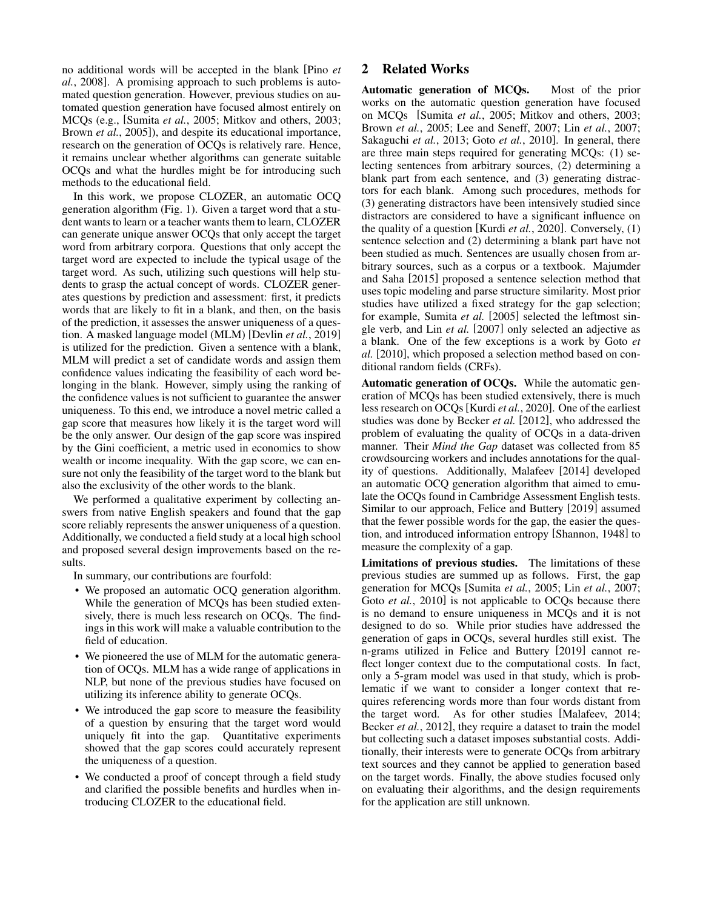no additional words will be accepted in the blank [Pino *et al.*, 2008]. A promising approach to such problems is automated question generation. However, previous studies on automated question generation have focused almost entirely on MCQs (e.g., [Sumita *et al.*, 2005; Mitkov and others, 2003; Brown *et al.*, 2005]), and despite its educational importance, research on the generation of OCQs is relatively rare. Hence, it remains unclear whether algorithms can generate suitable OCQs and what the hurdles might be for introducing such methods to the educational field.

In this work, we propose CLOZER, an automatic OCQ generation algorithm (Fig. 1). Given a target word that a student wants to learn or a teacher wants them to learn, CLOZER can generate unique answer OCQs that only accept the target word from arbitrary corpora. Questions that only accept the target word are expected to include the typical usage of the target word. As such, utilizing such questions will help students to grasp the actual concept of words. CLOZER generates questions by prediction and assessment: first, it predicts words that are likely to fit in a blank, and then, on the basis of the prediction, it assesses the answer uniqueness of a question. A masked language model (MLM) [Devlin *et al.*, 2019] is utilized for the prediction. Given a sentence with a blank, MLM will predict a set of candidate words and assign them confidence values indicating the feasibility of each word belonging in the blank. However, simply using the ranking of the confidence values is not sufficient to guarantee the answer uniqueness. To this end, we introduce a novel metric called a gap score that measures how likely it is the target word will be the only answer. Our design of the gap score was inspired by the Gini coefficient, a metric used in economics to show wealth or income inequality. With the gap score, we can ensure not only the feasibility of the target word to the blank but also the exclusivity of the other words to the blank.

We performed a qualitative experiment by collecting answers from native English speakers and found that the gap score reliably represents the answer uniqueness of a question. Additionally, we conducted a field study at a local high school and proposed several design improvements based on the results.

In summary, our contributions are fourfold:

- We proposed an automatic OCQ generation algorithm. While the generation of MCQs has been studied extensively, there is much less research on OCQs. The findings in this work will make a valuable contribution to the field of education.
- We pioneered the use of MLM for the automatic generation of OCQs. MLM has a wide range of applications in NLP, but none of the previous studies have focused on utilizing its inference ability to generate OCQs.
- We introduced the gap score to measure the feasibility of a question by ensuring that the target word would uniquely fit into the gap. Quantitative experiments showed that the gap scores could accurately represent the uniqueness of a question.
- We conducted a proof of concept through a field study and clarified the possible benefits and hurdles when introducing CLOZER to the educational field.

## 2 Related Works

**Automatic generation of MCQs.** Most of the prior works on the automatic question generation have focused on MCQs [Sumita *et al.*, 2005; Mitkov and others, 2003; Brown *et al.*, 2005; Lee and Seneff, 2007; Lin *et al.*, 2007; Sakaguchi *et al.*, 2013; Goto *et al.*, 2010]. In general, there are three main steps required for generating MCQs: (1) selecting sentences from arbitrary sources, (2) determining a blank part from each sentence, and (3) generating distractors for each blank. Among such procedures, methods for (3) generating distractors have been intensively studied since distractors are considered to have a significant influence on the quality of a question [Kurdi *et al.*, 2020]. Conversely, (1) sentence selection and (2) determining a blank part have not been studied as much. Sentences are usually chosen from arbitrary sources, such as a corpus or a textbook. Majumder and Saha [2015] proposed a sentence selection method that uses topic modeling and parse structure similarity. Most prior studies have utilized a fixed strategy for the gap selection; for example, Sumita *et al.* [2005] selected the leftmost single verb, and Lin *et al.* [2007] only selected an adjective as a blank. One of the few exceptions is a work by Goto *et al.* [2010], which proposed a selection method based on conditional random fields (CRFs).

**Automatic generation of OCQs.** While the automatic generation of MCQs has been studied extensively, there is much less research on OCQs [Kurdi *et al.*, 2020]. One of the earliest studies was done by Becker *et al.* [2012], who addressed the problem of evaluating the quality of OCQs in a data-driven manner. Their *Mind the Gap* dataset was collected from 85 crowdsourcing workers and includes annotations for the quality of questions. Additionally, Malafeev [2014] developed an automatic OCQ generation algorithm that aimed to emulate the OCQs found in Cambridge Assessment English tests. Similar to our approach, Felice and Buttery [2019] assumed that the fewer possible words for the gap, the easier the question, and introduced information entropy [Shannon, 1948] to measure the complexity of a gap.

**Limitations of previous studies.** The limitations of these previous studies are summed up as follows. First, the gap generation for MCQs [Sumita *et al.*, 2005; Lin *et al.*, 2007; Goto *et al.*, 2010] is not applicable to OCQs because there is no demand to ensure uniqueness in MCQs and it is not designed to do so. While prior studies have addressed the generation of gaps in OCQs, several hurdles still exist. The n-grams utilized in Felice and Buttery [2019] cannot reflect longer context due to the computational costs. In fact, only a 5-gram model was used in that study, which is problematic if we want to consider a longer context that requires referencing words more than four words distant from the target word. As for other studies [Malafeev, 2014; Becker *et al.*, 2012], they require a dataset to train the model but collecting such a dataset imposes substantial costs. Additionally, their interests were to generate OCQs from arbitrary text sources and they cannot be applied to generation based on the target words. Finally, the above studies focused only on evaluating their algorithms, and the design requirements for the application are still unknown.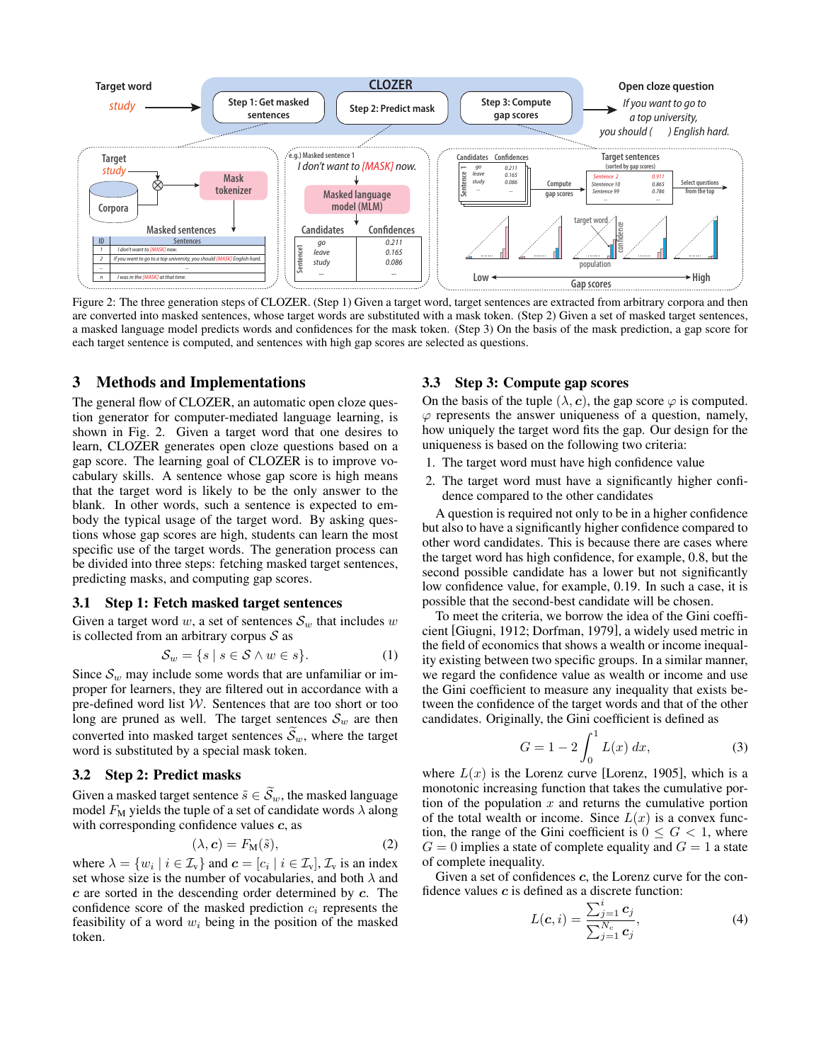Figure 2: The three generation steps of CLOZER. (Step 1) Given a target word, target sentences are extracted from arbitrary corpora and then are converted into masked sentences, whose target words are substituted with a mask token. (Step 2) Given a set of masked target sentences, a masked language model predicts words and confidences for the mask token. (Step 3) On the basis of the mask prediction, a gap score for each target sentence is computed, and sentences with high gap scores are selected as questions.

## 3 Methods and Implementations

The general flow of CLOZER, an automatic open cloze question generator for computer-mediated language learning, is shown in Fig. 2. Given a target word that one desires to learn, CLOZER generates open cloze questions based on a gap score. The learning goal of CLOZER is to improve vocabulary skills. A sentence whose gap score is high means that the target word is likely to be the only answer to the blank. In other words, such a sentence is expected to embody the typical usage of the target word. By asking questions whose gap scores are high, students can learn the most specific use of the target words. The generation process can be divided into three steps: fetching masked target sentences, predicting masks, and computing gap scores.

### 3.1 Step 1: Fetch masked target sentences

Given a target word $w$, a set of sentences $\mathcal{S}_w$ that includes $w$ is collected from an arbitrary corpus $\mathcal{S}$ as

$$\mathcal{S}_w = \{s \mid s \in \mathcal{S} \land w \in s\}. \quad (1)$$

Since $\mathcal{S}_w$ may include some words that are unfamiliar or improper for learners, they are filtered out in accordance with a pre-defined word list $\mathcal{W}$. Sentences that are too short or too long are pruned as well. The target sentences $\mathcal{S}_w$ are then converted into masked target sentences $\widetilde{\mathcal{S}}_w$, where the target word is substituted by a special mask token.

### 3.2 Step 2: Predict masks

Given a masked target sentence $\tilde{s} \in \widetilde{\mathcal{S}}_w$, the masked language model $F_{\mathrm{M}}$ yields the tuple of a set of candidate words $\lambda$ along with corresponding confidence values $\boldsymbol{c}$, as

$$(\lambda, \boldsymbol{c}) = F_{\mathrm{M}}(\tilde{s}), \quad (2)$$

where $\lambda = \{w_i \mid i \in \mathcal{I}_{\mathrm{v}}\}$ and $\boldsymbol{c} = [c_i \mid i \in \mathcal{I}_{\mathrm{v}}]$, $\mathcal{I}_{\mathrm{v}}$ is an index set whose size is the number of vocabularies, and both $\lambda$ and $\boldsymbol{c}$ are sorted in the descending order determined by $\boldsymbol{c}$. The confidence score of the masked prediction $c_i$ represents the feasibility of a word $w_i$ being in the position of the masked token.

### 3.3 Step 3: Compute gap scores

On the basis of the tuple $(\lambda, \boldsymbol{c})$, the gap score $\varphi$ is computed. $\varphi$ represents the answer uniqueness of a question, namely, how uniquely the target word fits the gap. Our design for the uniqueness is based on the following two criteria:

1. The target word must have high confidence value
2. The target word must have a significantly higher confidence compared to the other candidates

A question is required not only to be in a higher confidence but also to have a significantly higher confidence compared to other word candidates. This is because there are cases where the target word has high confidence, for example, 0.8, but the second possible candidate has a lower but not significantly low confidence value, for example, 0.19. In such a case, it is possible that the second-best candidate will be chosen.

To meet the criteria, we borrow the idea of the Gini coefficient [Giugni, 1912; Dorfman, 1979], a widely used metric in the field of economics that shows a wealth or income inequality existing between two specific groups. In a similar manner, we regard the confidence value as wealth or income and use the Gini coefficient to measure any inequality that exists between the confidence of the target words and that of the other candidates. Originally, the Gini coefficient is defined as

$$G = 1 - 2\int_0^1 L(x)\,dx, \quad (3)$$

where $L(x)$ is the Lorenz curve [Lorenz, 1905], which is a monotonic increasing function that takes the cumulative portion of the population $x$ and returns the cumulative portion of the total wealth or income. Since $L(x)$ is a convex function, the range of the Gini coefficient is $0 \leq G < 1$, where $G = 0$ implies a state of complete equality and $G = 1$ a state of complete inequality.

Given a set of confidences $\boldsymbol{c}$, the Lorenz curve for the confidence values $\boldsymbol{c}$ is defined as a discrete function:

$$L(\boldsymbol{c}, i) = \frac{\sum_{j=1}^{i} \boldsymbol{c}_j}{\sum_{j=1}^{N_c} \boldsymbol{c}_j}, \quad (4)$$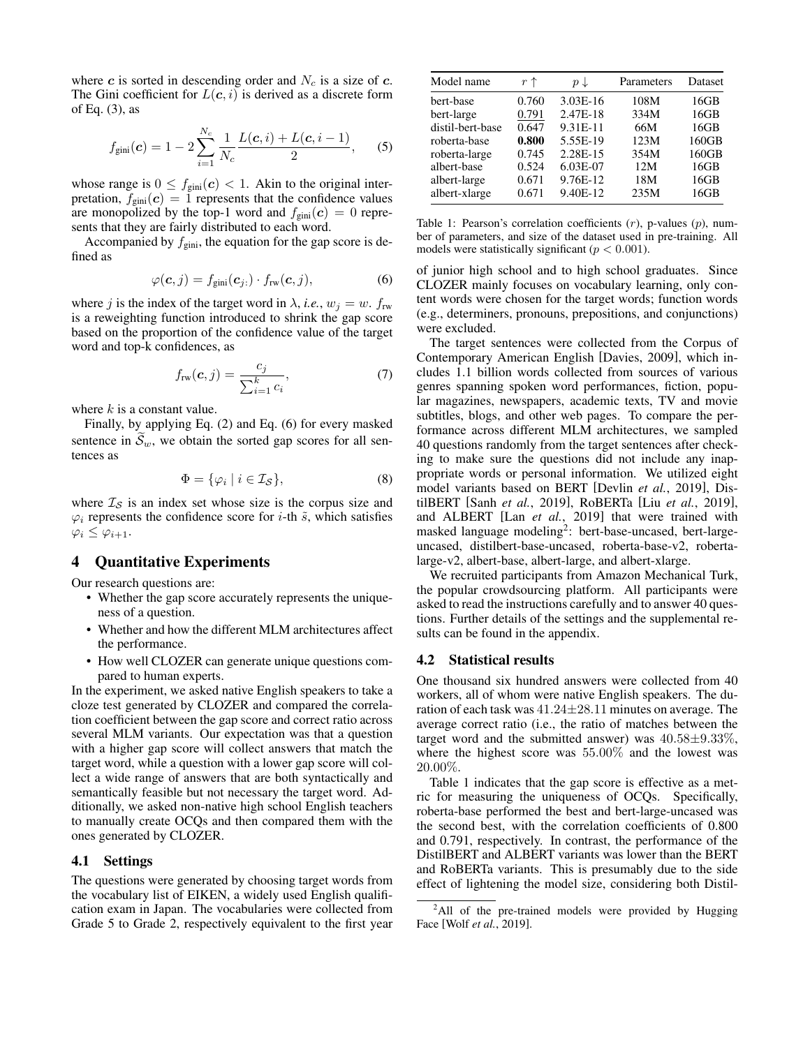where $\boldsymbol{c}$ is sorted in descending order and $N_c$ is a size of $\boldsymbol{c}$. The Gini coefficient for $L(\boldsymbol{c}, i)$ is derived as a discrete form of Eq. (3), as

$$f_{\text{gini}}(\boldsymbol{c}) = 1 - 2 \sum_{i=1}^{N_c} \frac{1}{N_c} \frac{L(\boldsymbol{c}, i) + L(\boldsymbol{c}, i-1)}{2}, \quad (5)$$

whose range is $0 \leq f_{\text{gini}}(\boldsymbol{c}) < 1$. Akin to the original interpretation, $f_{\text{gini}}(\boldsymbol{c}) = 1$ represents that the confidence values are monopolized by the top-1 word and $f_{\text{gini}}(\boldsymbol{c}) = 0$ represents that they are fairly distributed to each word.

Accompanied by $f_{\text{gini}}$, the equation for the gap score is defined as

$$\varphi(\boldsymbol{c}, j) = f_{\text{gini}}(\boldsymbol{c}_{j:}) \cdot f_{\text{rw}}(\boldsymbol{c}, j), \quad (6)$$

where $j$ is the index of the target word in $\lambda$, *i.e.*, $w_j = w$. $f_{\text{rw}}$ is a reweighting function introduced to shrink the gap score based on the proportion of the confidence value of the target word and top-k confidences, as

$$f_{\text{rw}}(\boldsymbol{c}, j) = \frac{c_j}{\sum_{i=1}^{k} c_i}, \quad (7)$$

where $k$ is a constant value.

Finally, by applying Eq. (2) and Eq. (6) for every masked sentence in $\widetilde{\mathcal{S}}_w$, we obtain the sorted gap scores for all sentences as

$$\Phi = \{\varphi_i \mid i \in \mathcal{I}_{\mathcal{S}}\}, \quad (8)$$

where $\mathcal{I}_{\mathcal{S}}$ is an index set whose size is the corpus size and $\varphi_i$ represents the confidence score for $i$-th $\tilde{s}$, which satisfies $\varphi_i \leq \varphi_{i+1}$.

# 4 Quantitative Experiments

Our research questions are:

- Whether the gap score accurately represents the uniqueness of a question.
- Whether and how the different MLM architectures affect the performance.
- How well CLOZER can generate unique questions compared to human experts.

In the experiment, we asked native English speakers to take a cloze test generated by CLOZER and compared the correlation coefficient between the gap score and correct ratio across several MLM variants. Our expectation was that a question with a higher gap score will collect answers that match the target word, while a question with a lower gap score will collect a wide range of answers that are both syntactically and semantically feasible but not necessary the target word. Additionally, we asked non-native high school English teachers to manually create OCQs and then compared them with the ones generated by CLOZER.

## 4.1 Settings

The questions were generated by choosing target words from the vocabulary list of EIKEN, a widely used English qualification exam in Japan. The vocabularies were collected from Grade 5 to Grade 2, respectively equivalent to the first year of junior high school and to high school graduates. Since CLOZER mainly focuses on vocabulary learning, only content words were chosen for the target words; function words (e.g., determiners, pronouns, prepositions, and conjunctions) were excluded.

The target sentences were collected from the Corpus of Contemporary American English [Davies, 2009], which includes 1.1 billion words collected from sources of various genres spanning spoken word performances, fiction, popular magazines, newspapers, academic texts, TV and movie subtitles, blogs, and other web pages. To compare the performance across different MLM architectures, we sampled 40 questions randomly from the target sentences after checking to make sure the questions did not include any inappropriate words or personal information. We utilized eight model variants based on BERT [Devlin *et al.*, 2019], DistilBERT [Sanh *et al.*, 2019], RoBERTa [Liu *et al.*, 2019], and ALBERT [Lan *et al.*, 2019] that were trained with masked language modeling[2]: bert-base-uncased, bert-large-uncased, distilbert-base-uncased, roberta-base-v2, roberta-large-v2, albert-base, albert-large, and albert-xlarge.

We recruited participants from Amazon Mechanical Turk, the popular crowdsourcing platform. All participants were asked to read the instructions carefully and to answer 40 questions. Further details of the settings and the supplemental results can be found in the appendix.

| Model name | $r \uparrow$ | $p \downarrow$ | Parameters | Dataset |
|---|---|---|---|---|
| bert-base | 0.760 | 3.03E-16 | 108M | 16GB |
| bert-large | <u>0.791</u> | 2.47E-18 | 334M | 16GB |
| distil-bert-base | 0.647 | 9.31E-11 | 66M | 16GB |
| roberta-base | **0.800** | 5.55E-19 | 123M | 160GB |
| roberta-large | 0.745 | 2.28E-15 | 354M | 160GB |
| albert-base | 0.524 | 6.03E-07 | 12M | 16GB |
| albert-large | 0.671 | 9.76E-12 | 18M | 16GB |
| albert-xlarge | 0.671 | 9.40E-12 | 235M | 16GB |

Table 1: Pearson's correlation coefficients ($r$), p-values ($p$), number of parameters, and size of the dataset used in pre-training. All models were statistically significant ($p < 0.001$).

## 4.2 Statistical results

One thousand six hundred answers were collected from 40 workers, all of whom were native English speakers. The duration of each task was $41.24 \pm 28.11$ minutes on average. The average correct ratio (i.e., the ratio of matches between the target word and the submitted answer) was $40.58 \pm 9.33\%$, where the highest score was $55.00\%$ and the lowest was $20.00\%$.

Table 1 indicates that the gap score is effective as a metric for measuring the uniqueness of OCQs. Specifically, roberta-base performed the best and bert-large-uncased was the second best, with the correlation coefficients of 0.800 and 0.791, respectively. In contrast, the performance of the DistilBERT and ALBERT variants was lower than the BERT and RoBERTa variants. This is presumably due to the side effect of lightening the model size, considering both Distil-

[2] All of the pre-trained models were provided by Hugging Face [Wolf *et al.*, 2019].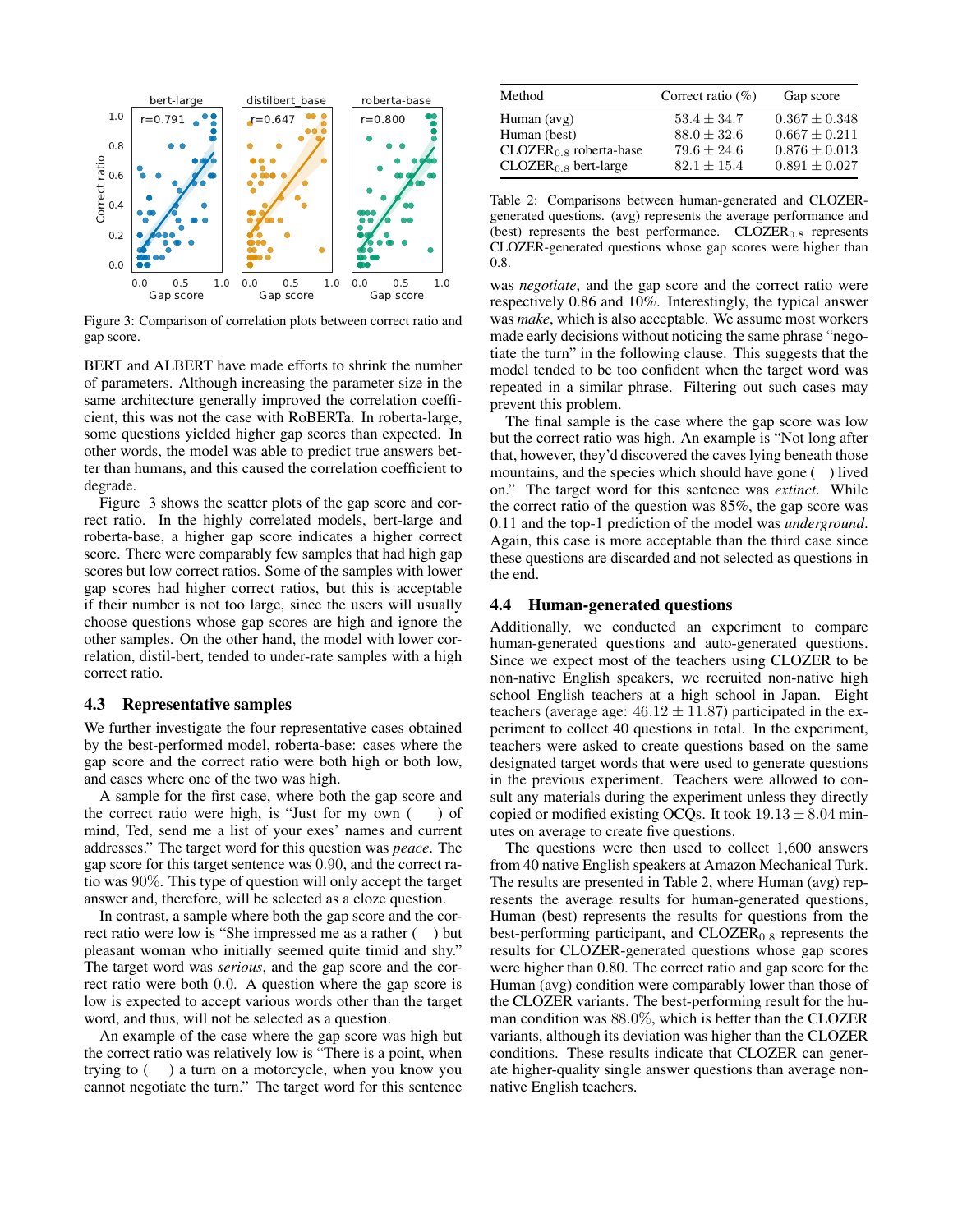Figure 3: Comparison of correlation plots between correct ratio and gap score.

BERT and ALBERT have made efforts to shrink the number of parameters. Although increasing the parameter size in the same architecture generally improved the correlation coefficient, this was not the case with RoBERTa. In roberta-large, some questions yielded higher gap scores than expected. In other words, the model was able to predict true answers better than humans, and this caused the correlation coefficient to degrade.

Figure 3 shows the scatter plots of the gap score and correct ratio. In the highly correlated models, bert-large and roberta-base, a higher gap score indicates a higher correct score. There were comparably few samples that had high gap scores but low correct ratios. Some of the samples with lower gap scores had higher correct ratios, but this is acceptable if their number is not too large, since the users will usually choose questions whose gap scores are high and ignore the other samples. On the other hand, the model with lower correlation, distil-bert, tended to under-rate samples with a high correct ratio.

### 4.3 Representative samples

We further investigate the four representative cases obtained by the best-performed model, roberta-base: cases where the gap score and the correct ratio were both high or both low, and cases where one of the two was high.

A sample for the first case, where both the gap score and the correct ratio were high, is "Just for my own ( ) of mind, Ted, send me a list of your exes' names and current addresses." The target word for this question was *peace*. The gap score for this target sentence was $0.90$, and the correct ratio was $90\%$. This type of question will only accept the target answer and, therefore, will be selected as a cloze question.

In contrast, a sample where both the gap score and the correct ratio were low is "She impressed me as a rather ( ) but pleasant woman who initially seemed quite timid and shy." The target word was *serious*, and the gap score and the correct ratio were both $0.0$. A question where the gap score is low is expected to accept various words other than the target word, and thus, will not be selected as a question.

An example of the case where the gap score was high but the correct ratio was relatively low is "There is a point, when trying to ( ) a turn on a motorcycle, when you know you cannot negotiate the turn." The target word for this sentence was *negotiate*, and the gap score and the correct ratio were respectively 0.86 and 10%. Interestingly, the typical answer was *make*, which is also acceptable. We assume most workers made early decisions without noticing the same phrase "negotiate the turn" in the following clause. This suggests that the model tended to be too confident when the target word was repeated in a similar phrase. Filtering out such cases may prevent this problem.

The final sample is the case where the gap score was low but the correct ratio was high. An example is "Not long after that, however, they'd discovered the caves lying beneath those mountains, and the species which should have gone ( ) lived on." The target word for this sentence was *extinct*. While the correct ratio of the question was 85%, the gap score was 0.11 and the top-1 prediction of the model was *underground*. Again, this case is more acceptable than the third case since these questions are discarded and not selected as questions in the end.

| Method | Correct ratio (%) | Gap score |
|---|---|---|
| Human (avg) | $53.4 \pm 34.7$ | $0.367 \pm 0.348$ |
| Human (best) | $88.0 \pm 32.6$ | $0.667 \pm 0.211$ |
| CLOZER$_{0.8}$ roberta-base | $79.6 \pm 24.6$ | $0.876 \pm 0.013$ |
| CLOZER$_{0.8}$ bert-large | $82.1 \pm 15.4$ | $0.891 \pm 0.027$ |

Table 2: Comparisons between human-generated and CLOZER-generated questions. (avg) represents the average performance and (best) represents the best performance. CLOZER$_{0.8}$ represents CLOZER-generated questions whose gap scores were higher than 0.8.

### 4.4 Human-generated questions

Additionally, we conducted an experiment to compare human-generated questions and auto-generated questions. Since we expect most of the teachers using CLOZER to be non-native English speakers, we recruited non-native high school English teachers at a high school in Japan. Eight teachers (average age: $46.12 \pm 11.87$) participated in the experiment to collect 40 questions in total. In the experiment, teachers were asked to create questions based on the same designated target words that were used to generate questions in the previous experiment. Teachers were allowed to consult any materials during the experiment unless they directly copied or modified existing OCQs. It took $19.13 \pm 8.04$ minutes on average to create five questions.

The questions were then used to collect 1,600 answers from 40 native English speakers at Amazon Mechanical Turk. The results are presented in Table 2, where Human (avg) represents the average results for human-generated questions, Human (best) represents the results for questions from the best-performing participant, and CLOZER$_{0.8}$ represents the results for CLOZER-generated questions whose gap scores were higher than 0.80. The correct ratio and gap score for the Human (avg) condition were comparably lower than those of the CLOZER variants. The best-performing result for the human condition was $88.0\%$, which is better than the CLOZER variants, although its deviation was higher than the CLOZER conditions. These results indicate that CLOZER can generate higher-quality single answer questions than average non-native English teachers.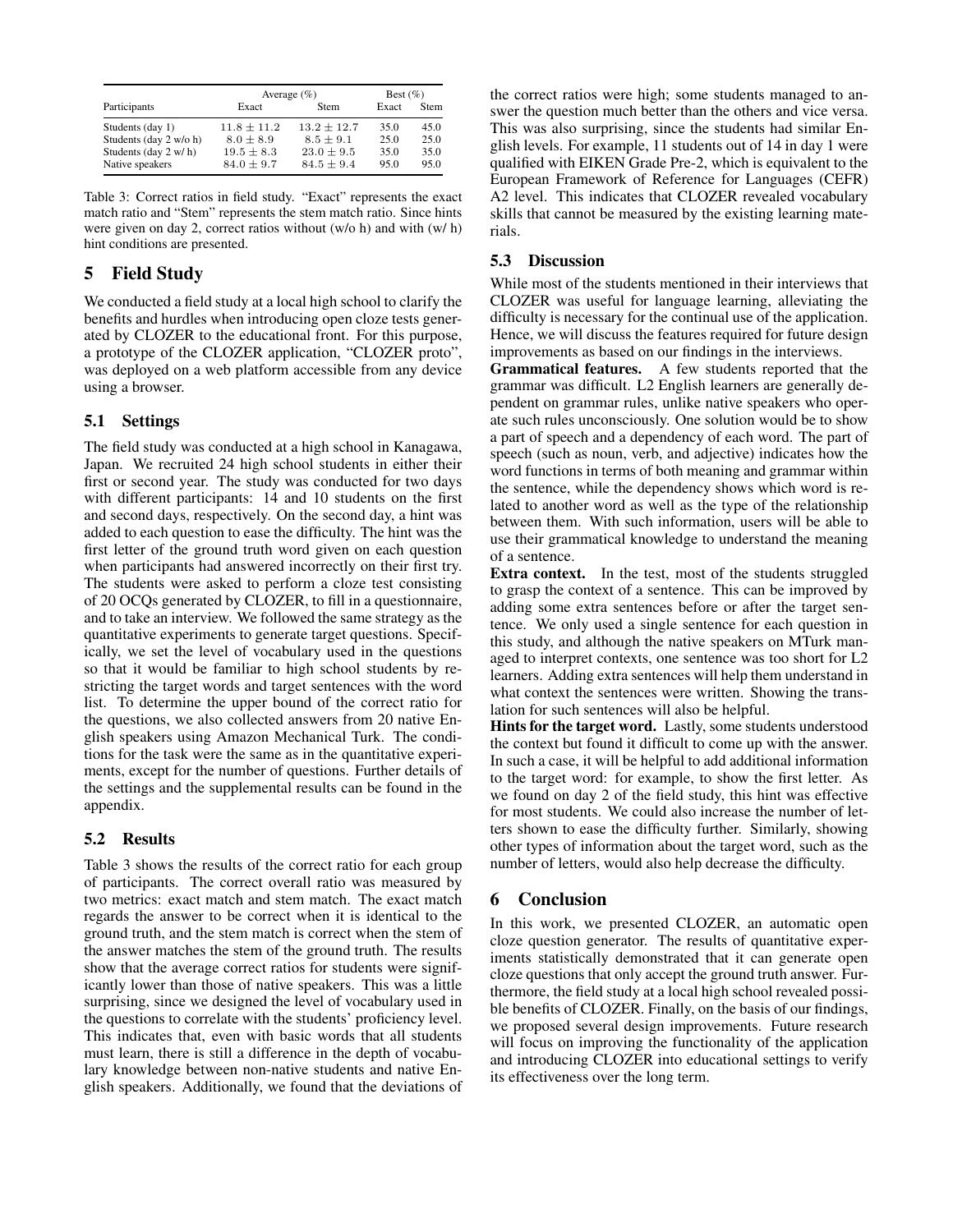| Participants | Average (%) | | Best (%) | |
|---|---|---|---|---|
| | Exact | Stem | Exact | Stem |
| Students (day 1) | $11.8 \pm 11.2$ | $13.2 \pm 12.7$ | 35.0 | 45.0 |
| Students (day 2 w/o h) | $8.0 \pm 8.9$ | $8.5 \pm 9.1$ | 25.0 | 25.0 |
| Students (day 2 w/ h) | $19.5 \pm 8.3$ | $23.0 \pm 9.5$ | 35.0 | 35.0 |
| Native speakers | $84.0 \pm 9.7$ | $84.5 \pm 9.4$ | 95.0 | 95.0 |

Table 3: Correct ratios in field study. "Exact" represents the exact match ratio and "Stem" represents the stem match ratio. Since hints were given on day 2, correct ratios without (w/o h) and with (w/ h) hint conditions are presented.

## 5 Field Study

We conducted a field study at a local high school to clarify the benefits and hurdles when introducing open cloze tests generated by CLOZER to the educational front. For this purpose, a prototype of the CLOZER application, "CLOZER proto", was deployed on a web platform accessible from any device using a browser.

### 5.1 Settings

The field study was conducted at a high school in Kanagawa, Japan. We recruited 24 high school students in either their first or second year. The study was conducted for two days with different participants: 14 and 10 students on the first and second days, respectively. On the second day, a hint was added to each question to ease the difficulty. The hint was the first letter of the ground truth word given on each question when participants had answered incorrectly on their first try. The students were asked to perform a cloze test consisting of 20 OCQs generated by CLOZER, to fill in a questionnaire, and to take an interview. We followed the same strategy as the quantitative experiments to generate target questions. Specifically, we set the level of vocabulary used in the questions so that it would be familiar to high school students by restricting the target words and target sentences with the word list. To determine the upper bound of the correct ratio for the questions, we also collected answers from 20 native English speakers using Amazon Mechanical Turk. The conditions for the task were the same as in the quantitative experiments, except for the number of questions. Further details of the settings and the supplemental results can be found in the appendix.

### 5.2 Results

Table 3 shows the results of the correct ratio for each group of participants. The correct overall ratio was measured by two metrics: exact match and stem match. The exact match regards the answer to be correct when it is identical to the ground truth, and the stem match is correct when the stem of the answer matches the stem of the ground truth. The results show that the average correct ratios for students were significantly lower than those of native speakers. This was a little surprising, since we designed the level of vocabulary used in the questions to correlate with the students' proficiency level. This indicates that, even with basic words that all students must learn, there is still a difference in the depth of vocabulary knowledge between non-native students and native English speakers. Additionally, we found that the deviations of the correct ratios were high; some students managed to answer the question much better than the others and vice versa. This was also surprising, since the students had similar English levels. For example, 11 students out of 14 in day 1 were qualified with EIKEN Grade Pre-2, which is equivalent to the European Framework of Reference for Languages (CEFR) A2 level. This indicates that CLOZER revealed vocabulary skills that cannot be measured by the existing learning materials.

### 5.3 Discussion

While most of the students mentioned in their interviews that CLOZER was useful for language learning, alleviating the difficulty is necessary for the continual use of the application. Hence, we will discuss the features required for future design improvements as based on our findings in the interviews.

**Grammatical features.** A few students reported that the grammar was difficult. L2 English learners are generally dependent on grammar rules, unlike native speakers who operate such rules unconsciously. One solution would be to show a part of speech and a dependency of each word. The part of speech (such as noun, verb, and adjective) indicates how the word functions in terms of both meaning and grammar within the sentence, while the dependency shows which word is related to another word as well as the type of the relationship between them. With such information, users will be able to use their grammatical knowledge to understand the meaning of a sentence.

**Extra context.** In the test, most of the students struggled to grasp the context of a sentence. This can be improved by adding some extra sentences before or after the target sentence. We only used a single sentence for each question in this study, and although the native speakers on MTurk managed to interpret contexts, one sentence was too short for L2 learners. Adding extra sentences will help them understand in what context the sentences were written. Showing the translation for such sentences will also be helpful.

**Hints for the target word.** Lastly, some students understood the context but found it difficult to come up with the answer. In such a case, it will be helpful to add additional information to the target word: for example, to show the first letter. As we found on day 2 of the field study, this hint was effective for most students. We could also increase the number of letters shown to ease the difficulty further. Similarly, showing other types of information about the target word, such as the number of letters, would also help decrease the difficulty.

## 6 Conclusion

In this work, we presented CLOZER, an automatic open cloze question generator. The results of quantitative experiments statistically demonstrated that it can generate open cloze questions that only accept the ground truth answer. Furthermore, the field study at a local high school revealed possible benefits of CLOZER. Finally, on the basis of our findings, we proposed several design improvements. Future research will focus on improving the functionality of the application and introducing CLOZER into educational settings to verify its effectiveness over the long term.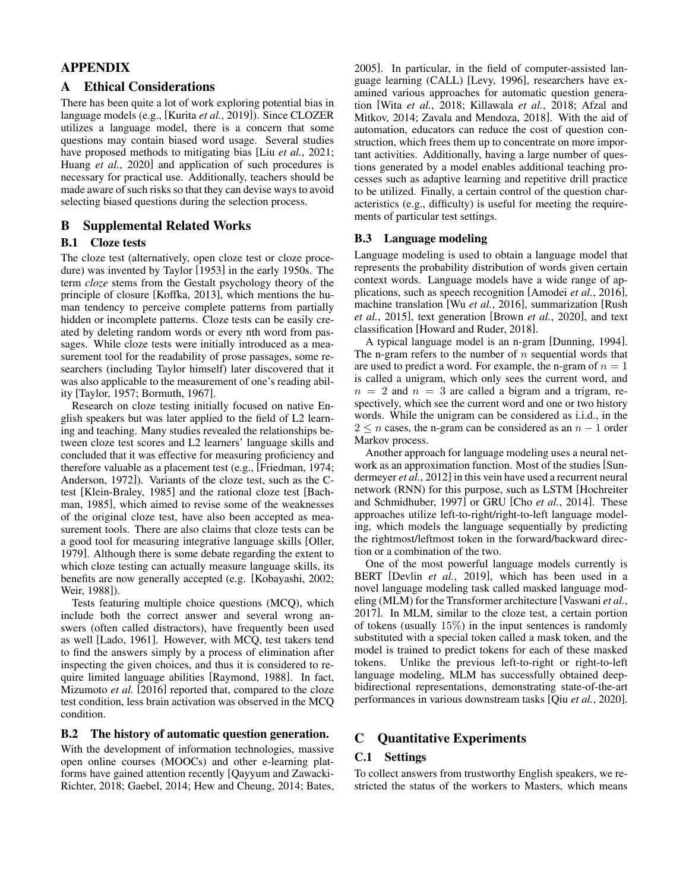# APPENDIX

## A Ethical Considerations

There has been quite a lot of work exploring potential bias in language models (e.g., [Kurita *et al.*, 2019]). Since CLOZER utilizes a language model, there is a concern that some questions may contain biased word usage. Several studies have proposed methods to mitigating bias [Liu *et al.*, 2021; Huang *et al.*, 2020] and application of such procedures is necessary for practical use. Additionally, teachers should be made aware of such risks so that they can devise ways to avoid selecting biased questions during the selection process.

## B Supplemental Related Works

### B.1 Cloze tests

The cloze test (alternatively, open cloze test or cloze procedure) was invented by Taylor [1953] in the early 1950s. The term *cloze* stems from the Gestalt psychology theory of the principle of closure [Koffka, 2013], which mentions the human tendency to perceive complete patterns from partially hidden or incomplete patterns. Cloze tests can be easily created by deleting random words or every nth word from passages. While cloze tests were initially introduced as a measurement tool for the readability of prose passages, some researchers (including Taylor himself) later discovered that it was also applicable to the measurement of one's reading ability [Taylor, 1957; Bormuth, 1967].

Research on cloze testing initially focused on native English speakers but was later applied to the field of L2 learning and teaching. Many studies revealed the relationships between cloze test scores and L2 learners' language skills and concluded that it was effective for measuring proficiency and therefore valuable as a placement test (e.g., [Friedman, 1974; Anderson, 1972]). Variants of the cloze test, such as the C-test [Klein-Braley, 1985] and the rational cloze test [Bachman, 1985], which aimed to revise some of the weaknesses of the original cloze test, have also been accepted as measurement tools. There are also claims that cloze tests can be a good tool for measuring integrative language skills [Oller, 1979]. Although there is some debate regarding the extent to which cloze testing can actually measure language skills, its benefits are now generally accepted (e.g. [Kobayashi, 2002; Weir, 1988]).

Tests featuring multiple choice questions (MCQ), which include both the correct answer and several wrong answers (often called distractors), have frequently been used as well [Lado, 1961]. However, with MCQ, test takers tend to find the answers simply by a process of elimination after inspecting the given choices, and thus it is considered to require limited language abilities [Raymond, 1988]. In fact, Mizumoto *et al.* [2016] reported that, compared to the cloze test condition, less brain activation was observed in the MCQ condition.

### B.2 The history of automatic question generation.

With the development of information technologies, massive open online courses (MOOCs) and other e-learning platforms have gained attention recently [Qayyum and Zawacki-Richter, 2018; Gaebel, 2014; Hew and Cheung, 2014; Bates, 2005]. In particular, in the field of computer-assisted language learning (CALL) [Levy, 1996], researchers have examined various approaches for automatic question generation [Wita *et al.*, 2018; Killawala *et al.*, 2018; Afzal and Mitkov, 2014; Zavala and Mendoza, 2018]. With the aid of automation, educators can reduce the cost of question construction, which frees them up to concentrate on more important activities. Additionally, having a large number of questions generated by a model enables additional teaching processes such as adaptive learning and repetitive drill practice to be utilized. Finally, a certain control of the question characteristics (e.g., difficulty) is useful for meeting the requirements of particular test settings.

### B.3 Language modeling

Language modeling is used to obtain a language model that represents the probability distribution of words given certain context words. Language models have a wide range of applications, such as speech recognition [Amodei *et al.*, 2016], machine translation [Wu *et al.*, 2016], summarization [Rush *et al.*, 2015], text generation [Brown *et al.*, 2020], and text classification [Howard and Ruder, 2018].

A typical language model is an n-gram [Dunning, 1994]. The n-gram refers to the number of $n$ sequential words that are used to predict a word. For example, the n-gram of $n = 1$ is called a unigram, which only sees the current word, and $n = 2$ and $n = 3$ are called a bigram and a trigram, respectively, which see the current word and one or two history words. While the unigram can be considered as i.i.d., in the $2 \leq n$ cases, the n-gram can be considered as an $n - 1$ order Markov process.

Another approach for language modeling uses a neural network as an approximation function. Most of the studies [Sundermeyer *et al.*, 2012] in this vein have used a recurrent neural network (RNN) for this purpose, such as LSTM [Hochreiter and Schmidhuber, 1997] or GRU [Cho *et al.*, 2014]. These approaches utilize left-to-right/right-to-left language modeling, which models the language sequentially by predicting the rightmost/leftmost token in the forward/backward direction or a combination of the two.

One of the most powerful language models currently is BERT [Devlin *et al.*, 2019], which has been used in a novel language modeling task called masked language modeling (MLM) for the Transformer architecture [Vaswani *et al.*, 2017]. In MLM, similar to the cloze test, a certain portion of tokens (usually $15\%$) in the input sentences is randomly substituted with a special token called a mask token, and the model is trained to predict tokens for each of these masked tokens. Unlike the previous left-to-right or right-to-left language modeling, MLM has successfully obtained deep-bidirectional representations, demonstrating state-of-the-art performances in various downstream tasks [Qiu *et al.*, 2020].

## C Quantitative Experiments

### C.1 Settings

To collect answers from trustworthy English speakers, we restricted the status of the workers to Masters, which means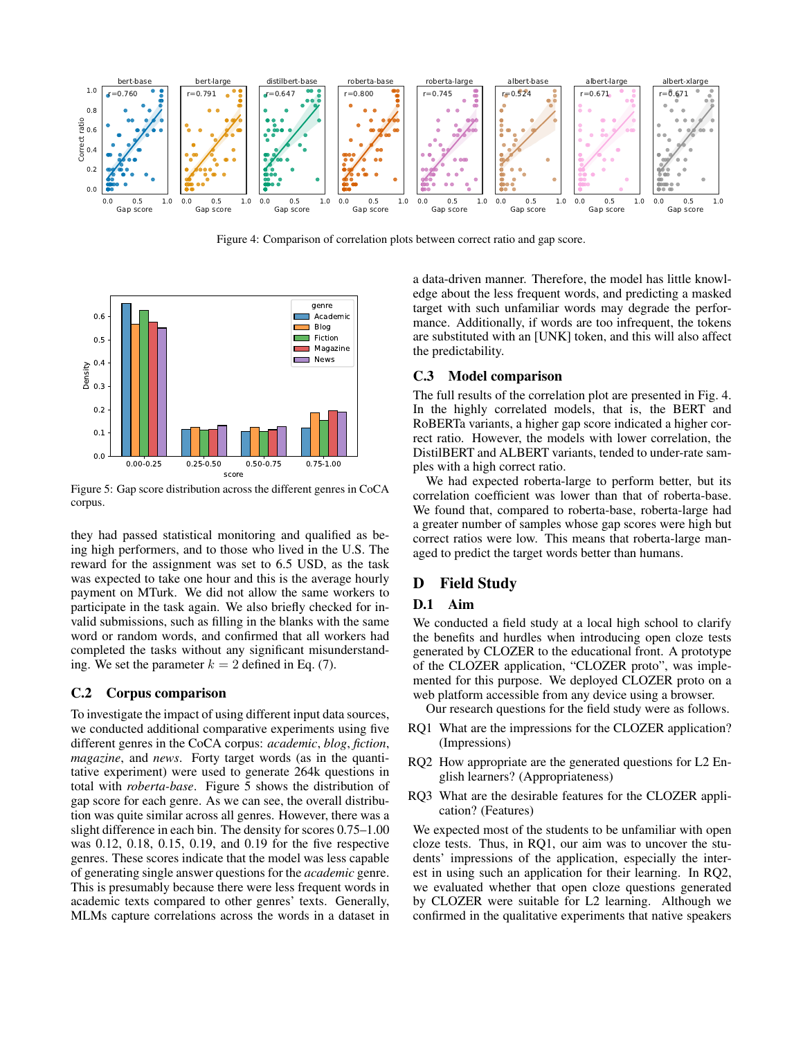Figure 4: Comparison of correlation plots between correct ratio and gap score.

Figure 5: Gap score distribution across the different genres in CoCA corpus.

they had passed statistical monitoring and qualified as being high performers, and to those who lived in the U.S. The reward for the assignment was set to 6.5 USD, as the task was expected to take one hour and this is the average hourly payment on MTurk. We did not allow the same workers to participate in the task again. We also briefly checked for invalid submissions, such as filling in the blanks with the same word or random words, and confirmed that all workers had completed the tasks without any significant misunderstanding. We set the parameter $k = 2$ defined in Eq. (7).

## C.2 Corpus comparison

To investigate the impact of using different input data sources, we conducted additional comparative experiments using five different genres in the CoCA corpus: *academic*, *blog*, *fiction*, *magazine*, and *news*. Forty target words (as in the quantitative experiment) were used to generate 264k questions in total with *roberta-base*. Figure 5 shows the distribution of gap score for each genre. As we can see, the overall distribution was quite similar across all genres. However, there was a slight difference in each bin. The density for scores 0.75–1.00 was 0.12, 0.18, 0.15, 0.19, and 0.19 for the five respective genres. These scores indicate that the model was less capable of generating single answer questions for the *academic* genre. This is presumably because there were less frequent words in academic texts compared to other genres' texts. Generally, MLMs capture correlations across the words in a dataset in a data-driven manner. Therefore, the model has little knowledge about the less frequent words, and predicting a masked target with such unfamiliar words may degrade the performance. Additionally, if words are too infrequent, the tokens are substituted with an [UNK] token, and this will also affect the predictability.

## C.3 Model comparison

The full results of the correlation plot are presented in Fig. 4. In the highly correlated models, that is, the BERT and RoBERTa variants, a higher gap score indicated a higher correct ratio. However, the models with lower correlation, the DistilBERT and ALBERT variants, tended to under-rate samples with a high correct ratio.

We had expected roberta-large to perform better, but its correlation coefficient was lower than that of roberta-base. We found that, compared to roberta-base, roberta-large had a greater number of samples whose gap scores were high but correct ratios were low. This means that roberta-large managed to predict the target words better than humans.

# D Field Study

## D.1 Aim

We conducted a field study at a local high school to clarify the benefits and hurdles when introducing open cloze tests generated by CLOZER to the educational front. A prototype of the CLOZER application, "CLOZER proto", was implemented for this purpose. We deployed CLOZER proto on a web platform accessible from any device using a browser.

Our research questions for the field study were as follows.

- RQ1 What are the impressions for the CLOZER application? (Impressions)
- RQ2 How appropriate are the generated questions for L2 English learners? (Appropriateness)
- RQ3 What are the desirable features for the CLOZER application? (Features)

We expected most of the students to be unfamiliar with open cloze tests. Thus, in RQ1, our aim was to uncover the students' impressions of the application, especially the interest in using such an application for their learning. In RQ2, we evaluated whether that open cloze questions generated by CLOZER were suitable for L2 learning. Although we confirmed in the qualitative experiments that native speakers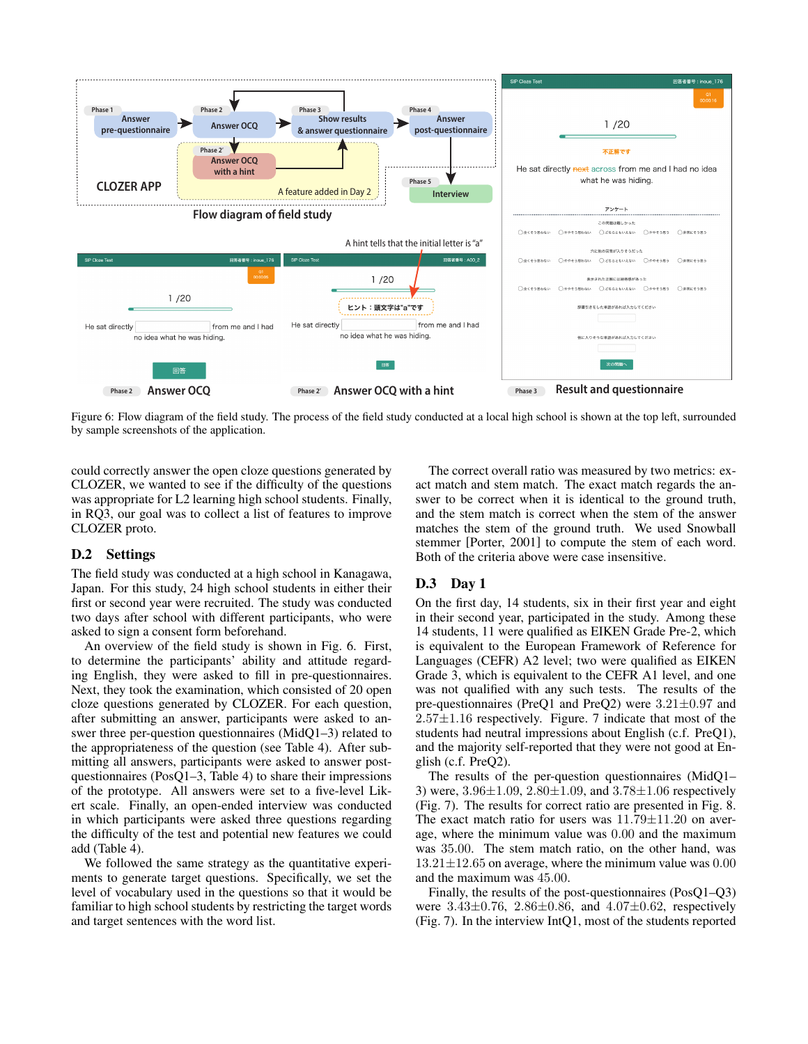Figure 6: Flow diagram of the field study. The process of the field study conducted at a local high school is shown at the top left, surrounded by sample screenshots of the application.

could correctly answer the open cloze questions generated by CLOZER, we wanted to see if the difficulty of the questions was appropriate for L2 learning high school students. Finally, in RQ3, our goal was to collect a list of features to improve CLOZER proto.

## D.2 Settings

The field study was conducted at a high school in Kanagawa, Japan. For this study, 24 high school students in either their first or second year were recruited. The study was conducted two days after school with different participants, who were asked to sign a consent form beforehand.

An overview of the field study is shown in Fig. 6. First, to determine the participants' ability and attitude regarding English, they were asked to fill in pre-questionnaires. Next, they took the examination, which consisted of 20 open cloze questions generated by CLOZER. For each question, after submitting an answer, participants were asked to answer three per-question questionnaires (MidQ1–3) related to the appropriateness of the question (see Table 4). After submitting all answers, participants were asked to answer post-questionnaires (PosQ1–3, Table 4) to share their impressions of the prototype. All answers were set to a five-level Likert scale. Finally, an open-ended interview was conducted in which participants were asked three questions regarding the difficulty of the test and potential new features we could add (Table 4).

We followed the same strategy as the quantitative experiments to generate target questions. Specifically, we set the level of vocabulary used in the questions so that it would be familiar to high school students by restricting the target words and target sentences with the word list.

The correct overall ratio was measured by two metrics: exact match and stem match. The exact match regards the answer to be correct when it is identical to the ground truth, and the stem match is correct when the stem of the answer matches the stem of the ground truth. We used Snowball stemmer [Porter, 2001] to compute the stem of each word. Both of the criteria above were case insensitive.

## D.3 Day 1

On the first day, 14 students, six in their first year and eight in their second year, participated in the study. Among these 14 students, 11 were qualified as EIKEN Grade Pre-2, which is equivalent to the European Framework of Reference for Languages (CEFR) A2 level; two were qualified as EIKEN Grade 3, which is equivalent to the CEFR A1 level, and one was not qualified with any such tests. The results of the pre-questionnaires (PreQ1 and PreQ2) were $3.21\pm0.97$ and $2.57\pm1.16$ respectively. Figure. 7 indicate that most of the students had neutral impressions about English (c.f. PreQ1), and the majority self-reported that they were not good at English (c.f. PreQ2).

The results of the per-question questionnaires (MidQ1–3) were, $3.96\pm1.09$, $2.80\pm1.09$, and $3.78\pm1.06$ respectively (Fig. 7). The results for correct ratio are presented in Fig. 8. The exact match ratio for users was $11.79\pm11.20$ on average, where the minimum value was $0.00$ and the maximum was $35.00$. The stem match ratio, on the other hand, was $13.21\pm12.65$ on average, where the minimum value was $0.00$ and the maximum was $45.00$.

Finally, the results of the post-questionnaires (PosQ1–Q3) were $3.43\pm0.76$, $2.86\pm0.86$, and $4.07\pm0.62$, respectively (Fig. 7). In the interview IntQ1, most of the students reported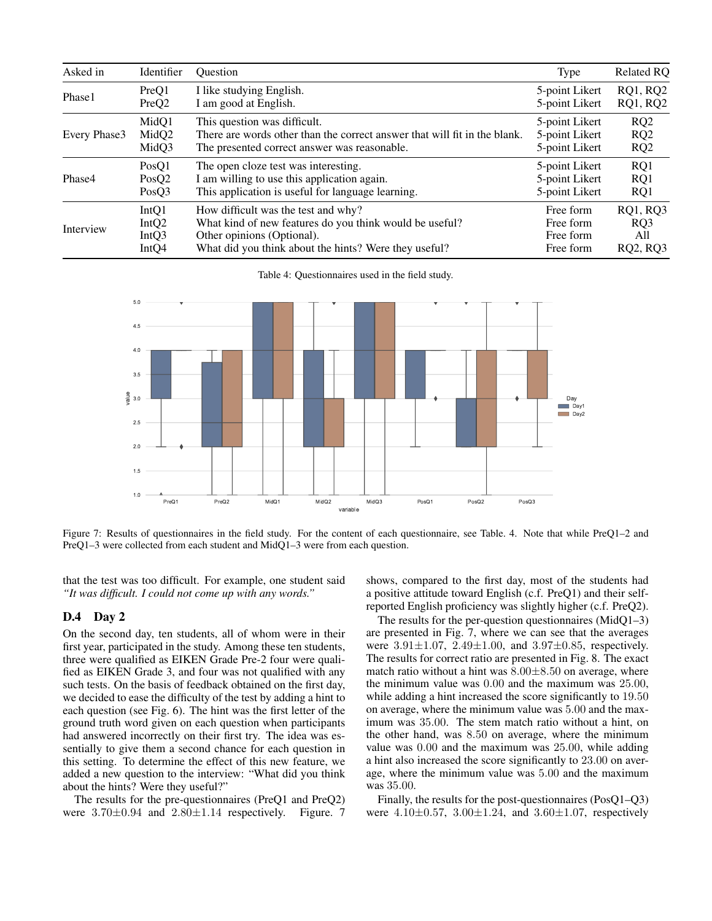| Asked in | Identifier | Question | Type | Related RQ |
|---|---|---|---|---|
| Phase1 | PreQ1 | I like studying English. | 5-point Likert | RQ1, RQ2 |
| | PreQ2 | I am good at English. | 5-point Likert | RQ1, RQ2 |
| Every Phase3 | MidQ1 | This question was difficult. | 5-point Likert | RQ2 |
| | MidQ2 | There are words other than the correct answer that will fit in the blank. | 5-point Likert | RQ2 |
| | MidQ3 | The presented correct answer was reasonable. | 5-point Likert | RQ2 |
| Phase4 | PosQ1 | The open cloze test was interesting. | 5-point Likert | RQ1 |
| | PosQ2 | I am willing to use this application again. | 5-point Likert | RQ1 |
| | PosQ3 | This application is useful for language learning. | 5-point Likert | RQ1 |
| Interview | IntQ1 | How difficult was the test and why? | Free form | RQ1, RQ3 |
| | IntQ2 | What kind of new features do you think would be useful? | Free form | RQ3 |
| | IntQ3 | Other opinions (Optional). | Free form | All |
| | IntQ4 | What did you think about the hints? Were they useful? | Free form | RQ2, RQ3 |

Table 4: Questionnaires used in the field study.

Figure 7: Results of questionnaires in the field study. For the content of each questionnaire, see Table. 4. Note that while PreQ1–2 and PreQ1–3 were collected from each student and MidQ1–3 were from each question.

that the test was too difficult. For example, one student said *"It was difficult. I could not come up with any words."*

## D.4 Day 2

On the second day, ten students, all of whom were in their first year, participated in the study. Among these ten students, three were qualified as EIKEN Grade Pre-2 four were qualified as EIKEN Grade 3, and four was not qualified with any such tests. On the basis of feedback obtained on the first day, we decided to ease the difficulty of the test by adding a hint to each question (see Fig. 6). The hint was the first letter of the ground truth word given on each question when participants had answered incorrectly on their first try. The idea was essentially to give them a second chance for each question in this setting. To determine the effect of this new feature, we added a new question to the interview: "What did you think about the hints? Were they useful?"

The results for the pre-questionnaires (PreQ1 and PreQ2) were $3.70 \pm 0.94$ and $2.80 \pm 1.14$ respectively. Figure. 7 shows, compared to the first day, most of the students had a positive attitude toward English (c.f. PreQ1) and their self-reported English proficiency was slightly higher (c.f. PreQ2).

The results for the per-question questionnaires (MidQ1–3) are presented in Fig. 7, where we can see that the averages were $3.91 \pm 1.07$, $2.49 \pm 1.00$, and $3.97 \pm 0.85$, respectively. The results for correct ratio are presented in Fig. 8. The exact match ratio without a hint was $8.00 \pm 8.50$ on average, where the minimum value was $0.00$ and the maximum was $25.00$, while adding a hint increased the score significantly to $19.50$ on average, where the minimum value was $5.00$ and the maximum was $35.00$. The stem match ratio without a hint, on the other hand, was $8.50$ on average, where the minimum value was $0.00$ and the maximum was $25.00$, while adding a hint also increased the score significantly to $23.00$ on average, where the minimum value was $5.00$ and the maximum was $35.00$.

Finally, the results for the post-questionnaires (PosQ1–Q3) were $4.10 \pm 0.57$, $3.00 \pm 1.24$, and $3.60 \pm 1.07$, respectively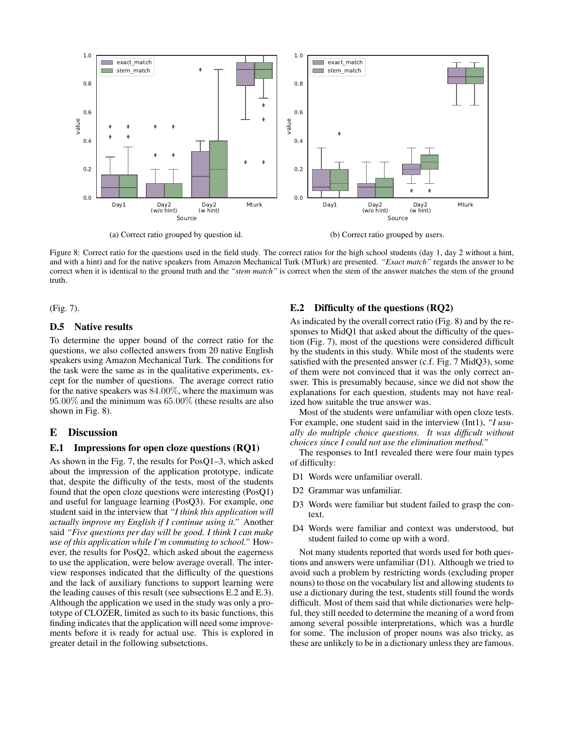(a) Correct ratio grouped by question id.

(b) Correct ratio grouped by users.

Figure 8: Correct ratio for the questions used in the field study. The correct ratios for the high school students (day 1, day 2 without a hint, and with a hint) and for the native speakers from Amazon Mechanical Turk (MTurk) are presented. *"Exact match"* regards the answer to be correct when it is identical to the ground truth and the *"stem match"* is correct when the stem of the answer matches the stem of the ground truth.

(Fig. 7).

### D.5 Native results

To determine the upper bound of the correct ratio for the questions, we also collected answers from 20 native English speakers using Amazon Mechanical Turk. The conditions for the task were the same as in the qualitative experiments, except for the number of questions. The average correct ratio for the native speakers was $84.00\%$, where the maximum was $95.00\%$ and the minimum was $65.00\%$ (these results are also shown in Fig. 8).

## E Discussion

### E.1 Impressions for open cloze questions (RQ1)

As shown in the Fig. 7, the results for PosQ1–3, which asked about the impression of the application prototype, indicate that, despite the difficulty of the tests, most of the students found that the open cloze questions were interesting (PosQ1) and useful for language learning (PosQ3). For example, one student said in the interview that *"I think this application will actually improve my English if I continue using it."* Another said *"Five questions per day will be good. I think I can make use of this application while I'm commuting to school."* However, the results for PosQ2, which asked about the eagerness to use the application, were below average overall. The interview responses indicated that the difficulty of the questions and the lack of auxiliary functions to support learning were the leading causes of this result (see subsections E.2 and E.3). Although the application we used in the study was only a prototype of CLOZER, limited as such to its basic functions, this finding indicates that the application will need some improvements before it is ready for actual use. This is explored in greater detail in the following subsetctions.

### E.2 Difficulty of the questions (RQ2)

As indicated by the overall correct ratio (Fig. 8) and by the responses to MidQ1 that asked about the difficulty of the question (Fig. 7), most of the questions were considered difficult by the students in this study. While most of the students were satisfied with the presented answer (c.f. Fig. 7 MidQ3), some of them were not convinced that it was the only correct answer. This is presumably because, since we did not show the explanations for each question, students may not have realized how suitable the true answer was.

Most of the students were unfamiliar with open cloze tests. For example, one student said in the interview (Int1), *"I usually do multiple choice questions. It was difficult without choices since I could not use the elimination method."*

The responses to Int1 revealed there were four main types of difficulty:

- D1 Words were unfamiliar overall.
- D2 Grammar was unfamiliar.
- D3 Words were familiar but student failed to grasp the context.
- D4 Words were familiar and context was understood, but student failed to come up with a word.

Not many students reported that words used for both questions and answers were unfamiliar (D1). Although we tried to avoid such a problem by restricting words (excluding proper nouns) to those on the vocabulary list and allowing students to use a dictionary during the test, students still found the words difficult. Most of them said that while dictionaries were helpful, they still needed to determine the meaning of a word from among several possible interpretations, which was a hurdle for some. The inclusion of proper nouns was also tricky, as these are unlikely to be in a dictionary unless they are famous.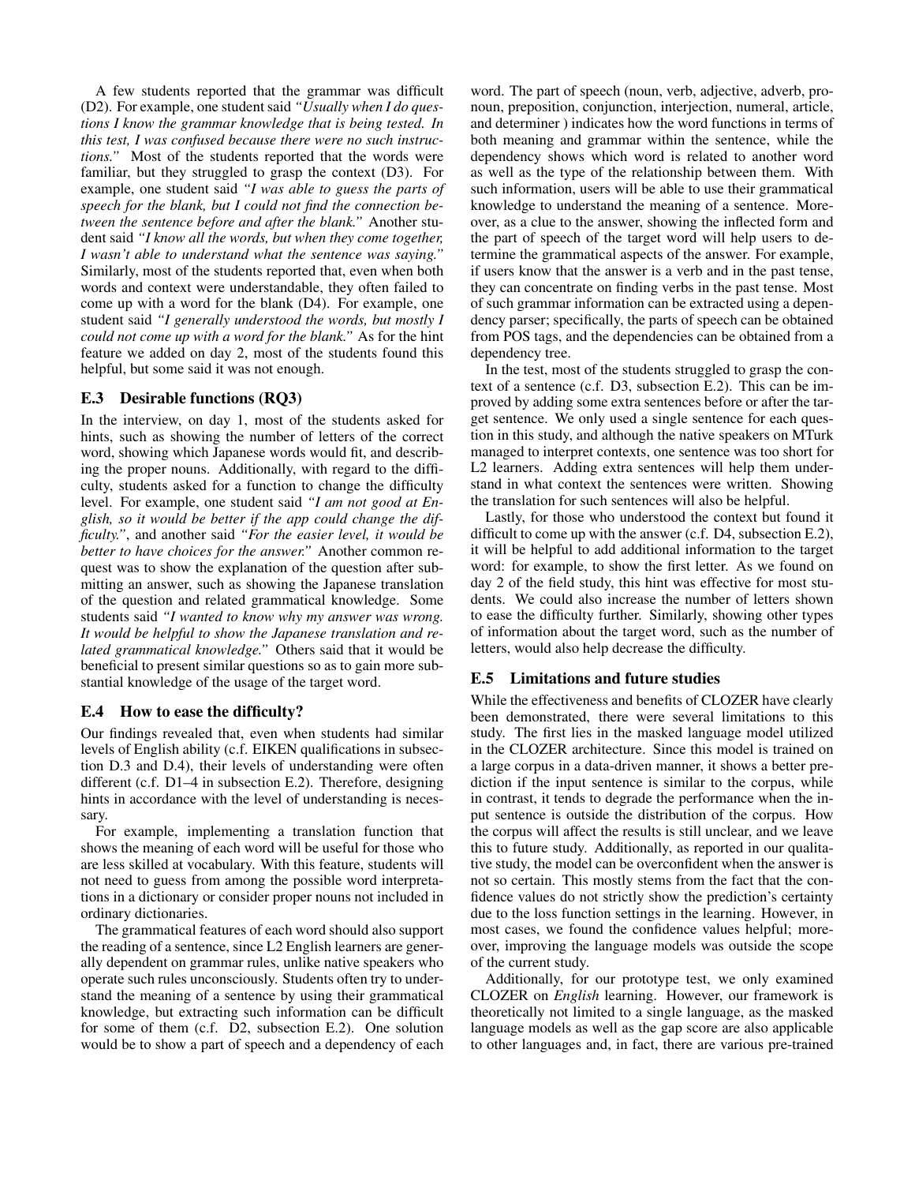A few students reported that the grammar was difficult (D2). For example, one student said *"Usually when I do questions I know the grammar knowledge that is being tested. In this test, I was confused because there were no such instructions."* Most of the students reported that the words were familiar, but they struggled to grasp the context (D3). For example, one student said *"I was able to guess the parts of speech for the blank, but I could not find the connection between the sentence before and after the blank."* Another student said *"I know all the words, but when they come together, I wasn't able to understand what the sentence was saying."* Similarly, most of the students reported that, even when both words and context were understandable, they often failed to come up with a word for the blank (D4). For example, one student said *"I generally understood the words, but mostly I could not come up with a word for the blank."* As for the hint feature we added on day 2, most of the students found this helpful, but some said it was not enough.

### E.3 Desirable functions (RQ3)

In the interview, on day 1, most of the students asked for hints, such as showing the number of letters of the correct word, showing which Japanese words would fit, and describing the proper nouns. Additionally, with regard to the difficulty, students asked for a function to change the difficulty level. For example, one student said *"I am not good at English, so it would be better if the app could change the difficulty."*, and another said *"For the easier level, it would be better to have choices for the answer."* Another common request was to show the explanation of the question after submitting an answer, such as showing the Japanese translation of the question and related grammatical knowledge. Some students said *"I wanted to know why my answer was wrong. It would be helpful to show the Japanese translation and related grammatical knowledge."* Others said that it would be beneficial to present similar questions so as to gain more substantial knowledge of the usage of the target word.

### E.4 How to ease the difficulty?

Our findings revealed that, even when students had similar levels of English ability (c.f. EIKEN qualifications in subsection D.3 and D.4), their levels of understanding were often different (c.f. D1–4 in subsection E.2). Therefore, designing hints in accordance with the level of understanding is necessary.

For example, implementing a translation function that shows the meaning of each word will be useful for those who are less skilled at vocabulary. With this feature, students will not need to guess from among the possible word interpretations in a dictionary or consider proper nouns not included in ordinary dictionaries.

The grammatical features of each word should also support the reading of a sentence, since L2 English learners are generally dependent on grammar rules, unlike native speakers who operate such rules unconsciously. Students often try to understand the meaning of a sentence by using their grammatical knowledge, but extracting such information can be difficult for some of them (c.f. D2, subsection E.2). One solution would be to show a part of speech and a dependency of each word. The part of speech (noun, verb, adjective, adverb, pronoun, preposition, conjunction, interjection, numeral, article, and determiner ) indicates how the word functions in terms of both meaning and grammar within the sentence, while the dependency shows which word is related to another word as well as the type of the relationship between them. With such information, users will be able to use their grammatical knowledge to understand the meaning of a sentence. Moreover, as a clue to the answer, showing the inflected form and the part of speech of the target word will help users to determine the grammatical aspects of the answer. For example, if users know that the answer is a verb and in the past tense, they can concentrate on finding verbs in the past tense. Most of such grammar information can be extracted using a dependency parser; specifically, the parts of speech can be obtained from POS tags, and the dependencies can be obtained from a dependency tree.

In the test, most of the students struggled to grasp the context of a sentence (c.f. D3, subsection E.2). This can be improved by adding some extra sentences before or after the target sentence. We only used a single sentence for each question in this study, and although the native speakers on MTurk managed to interpret contexts, one sentence was too short for L2 learners. Adding extra sentences will help them understand in what context the sentences were written. Showing the translation for such sentences will also be helpful.

Lastly, for those who understood the context but found it difficult to come up with the answer (c.f. D4, subsection E.2), it will be helpful to add additional information to the target word: for example, to show the first letter. As we found on day 2 of the field study, this hint was effective for most students. We could also increase the number of letters shown to ease the difficulty further. Similarly, showing other types of information about the target word, such as the number of letters, would also help decrease the difficulty.

### E.5 Limitations and future studies

While the effectiveness and benefits of CLOZER have clearly been demonstrated, there were several limitations to this study. The first lies in the masked language model utilized in the CLOZER architecture. Since this model is trained on a large corpus in a data-driven manner, it shows a better prediction if the input sentence is similar to the corpus, while in contrast, it tends to degrade the performance when the input sentence is outside the distribution of the corpus. How the corpus will affect the results is still unclear, and we leave this to future study. Additionally, as reported in our qualitative study, the model can be overconfident when the answer is not so certain. This mostly stems from the fact that the confidence values do not strictly show the prediction's certainty due to the loss function settings in the learning. However, in most cases, we found the confidence values helpful; moreover, improving the language models was outside the scope of the current study.

Additionally, for our prototype test, we only examined CLOZER on *English* learning. However, our framework is theoretically not limited to a single language, as the masked language models as well as the gap score are also applicable to other languages and, in fact, there are various pre-trained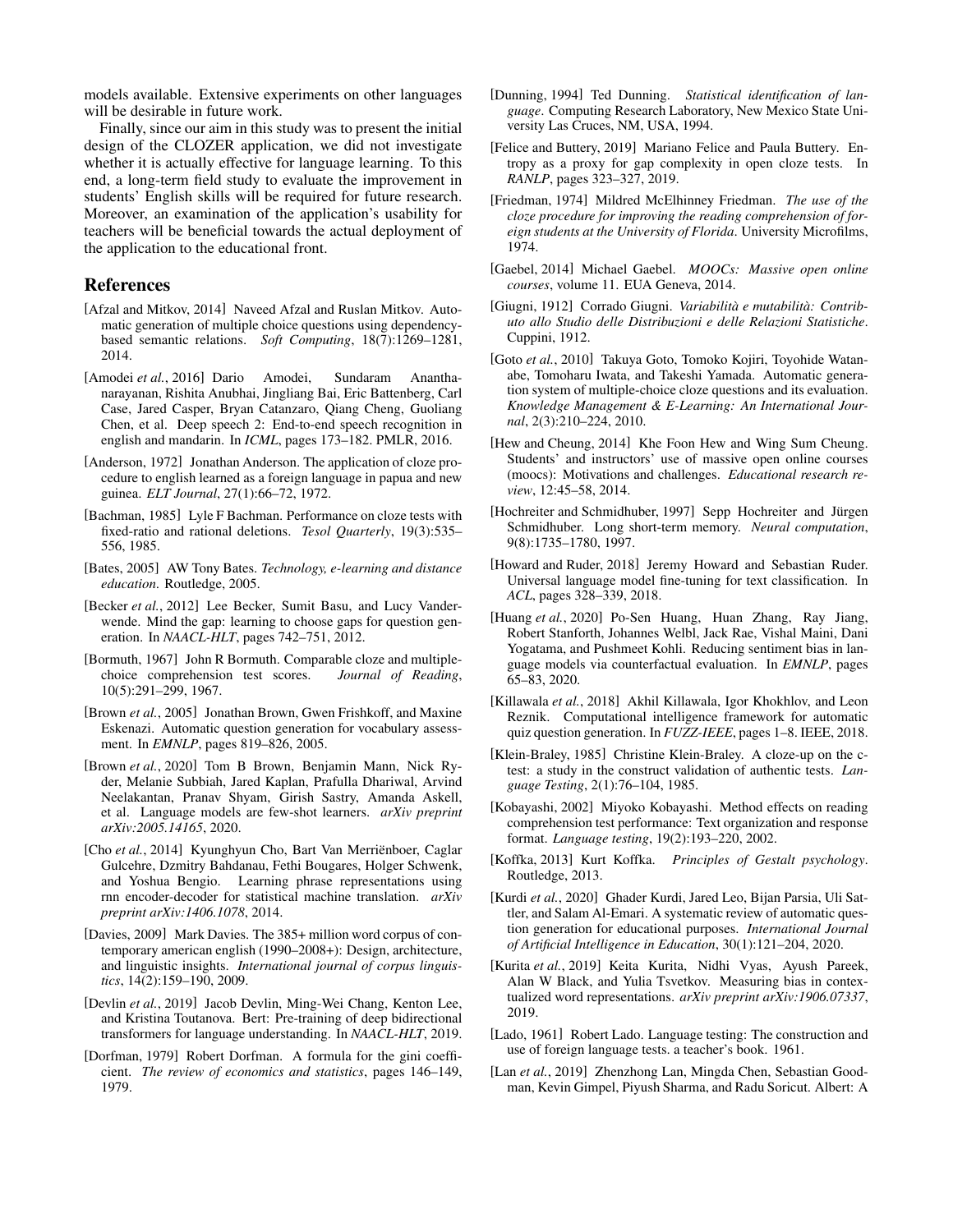models available. Extensive experiments on other languages will be desirable in future work.

Finally, since our aim in this study was to present the initial design of the CLOZER application, we did not investigate whether it is actually effective for language learning. To this end, a long-term field study to evaluate the improvement in students' English skills will be required for future research. Moreover, an examination of the application's usability for teachers will be beneficial towards the actual deployment of the application to the educational front.

## References

[Afzal and Mitkov, 2014] Naveed Afzal and Ruslan Mitkov. Automatic generation of multiple choice questions using dependency-based semantic relations. *Soft Computing*, 18(7):1269–1281, 2014.

[Amodei *et al.*, 2016] Dario Amodei, Sundaram Ananthanarayanan, Rishita Anubhai, Jingliang Bai, Eric Battenberg, Carl Case, Jared Casper, Bryan Catanzaro, Qiang Cheng, Guoliang Chen, et al. Deep speech 2: End-to-end speech recognition in english and mandarin. In *ICML*, pages 173–182. PMLR, 2016.

[Anderson, 1972] Jonathan Anderson. The application of cloze procedure to english learned as a foreign language in papua and new guinea. *ELT Journal*, 27(1):66–72, 1972.

[Bachman, 1985] Lyle F Bachman. Performance on cloze tests with fixed-ratio and rational deletions. *Tesol Quarterly*, 19(3):535–556, 1985.

[Bates, 2005] AW Tony Bates. *Technology, e-learning and distance education*. Routledge, 2005.

[Becker *et al.*, 2012] Lee Becker, Sumit Basu, and Lucy Vanderwende. Mind the gap: learning to choose gaps for question generation. In *NAACL-HLT*, pages 742–751, 2012.

[Bormuth, 1967] John R Bormuth. Comparable cloze and multiple-choice comprehension test scores. *Journal of Reading*, 10(5):291–299, 1967.

[Brown *et al.*, 2005] Jonathan Brown, Gwen Frishkoff, and Maxine Eskenazi. Automatic question generation for vocabulary assessment. In *EMNLP*, pages 819–826, 2005.

[Brown *et al.*, 2020] Tom B Brown, Benjamin Mann, Nick Ryder, Melanie Subbiah, Jared Kaplan, Prafulla Dhariwal, Arvind Neelakantan, Pranav Shyam, Girish Sastry, Amanda Askell, et al. Language models are few-shot learners. *arXiv preprint arXiv:2005.14165*, 2020.

[Cho *et al.*, 2014] Kyunghyun Cho, Bart Van Merriënboer, Caglar Gulcehre, Dzmitry Bahdanau, Fethi Bougares, Holger Schwenk, and Yoshua Bengio. Learning phrase representations using rnn encoder-decoder for statistical machine translation. *arXiv preprint arXiv:1406.1078*, 2014.

[Davies, 2009] Mark Davies. The 385+ million word corpus of contemporary american english (1990–2008+): Design, architecture, and linguistic insights. *International journal of corpus linguistics*, 14(2):159–190, 2009.

[Devlin *et al.*, 2019] Jacob Devlin, Ming-Wei Chang, Kenton Lee, and Kristina Toutanova. Bert: Pre-training of deep bidirectional transformers for language understanding. In *NAACL-HLT*, 2019.

[Dorfman, 1979] Robert Dorfman. A formula for the gini coefficient. *The review of economics and statistics*, pages 146–149, 1979.

[Dunning, 1994] Ted Dunning. *Statistical identification of language*. Computing Research Laboratory, New Mexico State University Las Cruces, NM, USA, 1994.

[Felice and Buttery, 2019] Mariano Felice and Paula Buttery. Entropy as a proxy for gap complexity in open cloze tests. In *RANLP*, pages 323–327, 2019.

[Friedman, 1974] Mildred McElhinney Friedman. *The use of the cloze procedure for improving the reading comprehension of foreign students at the University of Florida*. University Microfilms, 1974.

[Gaebel, 2014] Michael Gaebel. *MOOCs: Massive open online courses*, volume 11. EUA Geneva, 2014.

[Giugni, 1912] Corrado Giugni. *Variabilità e mutabilità: Contributo allo Studio delle Distribuzioni e delle Relazioni Statistiche*. Cuppini, 1912.

[Goto *et al.*, 2010] Takuya Goto, Tomoko Kojiri, Toyohide Watanabe, Tomoharu Iwata, and Takeshi Yamada. Automatic generation system of multiple-choice cloze questions and its evaluation. *Knowledge Management & E-Learning: An International Journal*, 2(3):210–224, 2010.

[Hew and Cheung, 2014] Khe Foon Hew and Wing Sum Cheung. Students' and instructors' use of massive open online courses (moocs): Motivations and challenges. *Educational research review*, 12:45–58, 2014.

[Hochreiter and Schmidhuber, 1997] Sepp Hochreiter and Jürgen Schmidhuber. Long short-term memory. *Neural computation*, 9(8):1735–1780, 1997.

[Howard and Ruder, 2018] Jeremy Howard and Sebastian Ruder. Universal language model fine-tuning for text classification. In *ACL*, pages 328–339, 2018.

[Huang *et al.*, 2020] Po-Sen Huang, Huan Zhang, Ray Jiang, Robert Stanforth, Johannes Welbl, Jack Rae, Vishal Maini, Dani Yogatama, and Pushmeet Kohli. Reducing sentiment bias in language models via counterfactual evaluation. In *EMNLP*, pages 65–83, 2020.

[Killawala *et al.*, 2018] Akhil Killawala, Igor Khokhlov, and Leon Reznik. Computational intelligence framework for automatic quiz question generation. In *FUZZ-IEEE*, pages 1–8. IEEE, 2018.

[Klein-Braley, 1985] Christine Klein-Braley. A cloze-up on the c-test: a study in the construct validation of authentic tests. *Language Testing*, 2(1):76–104, 1985.

[Kobayashi, 2002] Miyoko Kobayashi. Method effects on reading comprehension test performance: Text organization and response format. *Language testing*, 19(2):193–220, 2002.

[Koffka, 2013] Kurt Koffka. *Principles of Gestalt psychology*. Routledge, 2013.

[Kurdi *et al.*, 2020] Ghader Kurdi, Jared Leo, Bijan Parsia, Uli Sattler, and Salam Al-Emari. A systematic review of automatic question generation for educational purposes. *International Journal of Artificial Intelligence in Education*, 30(1):121–204, 2020.

[Kurita *et al.*, 2019] Keita Kurita, Nidhi Vyas, Ayush Pareek, Alan W Black, and Yulia Tsvetkov. Measuring bias in contextualized word representations. *arXiv preprint arXiv:1906.07337*, 2019.

[Lado, 1961] Robert Lado. Language testing: The construction and use of foreign language tests. a teacher's book. 1961.

[Lan *et al.*, 2019] Zhenzhong Lan, Mingda Chen, Sebastian Goodman, Kevin Gimpel, Piyush Sharma, and Radu Soricut. Albert: A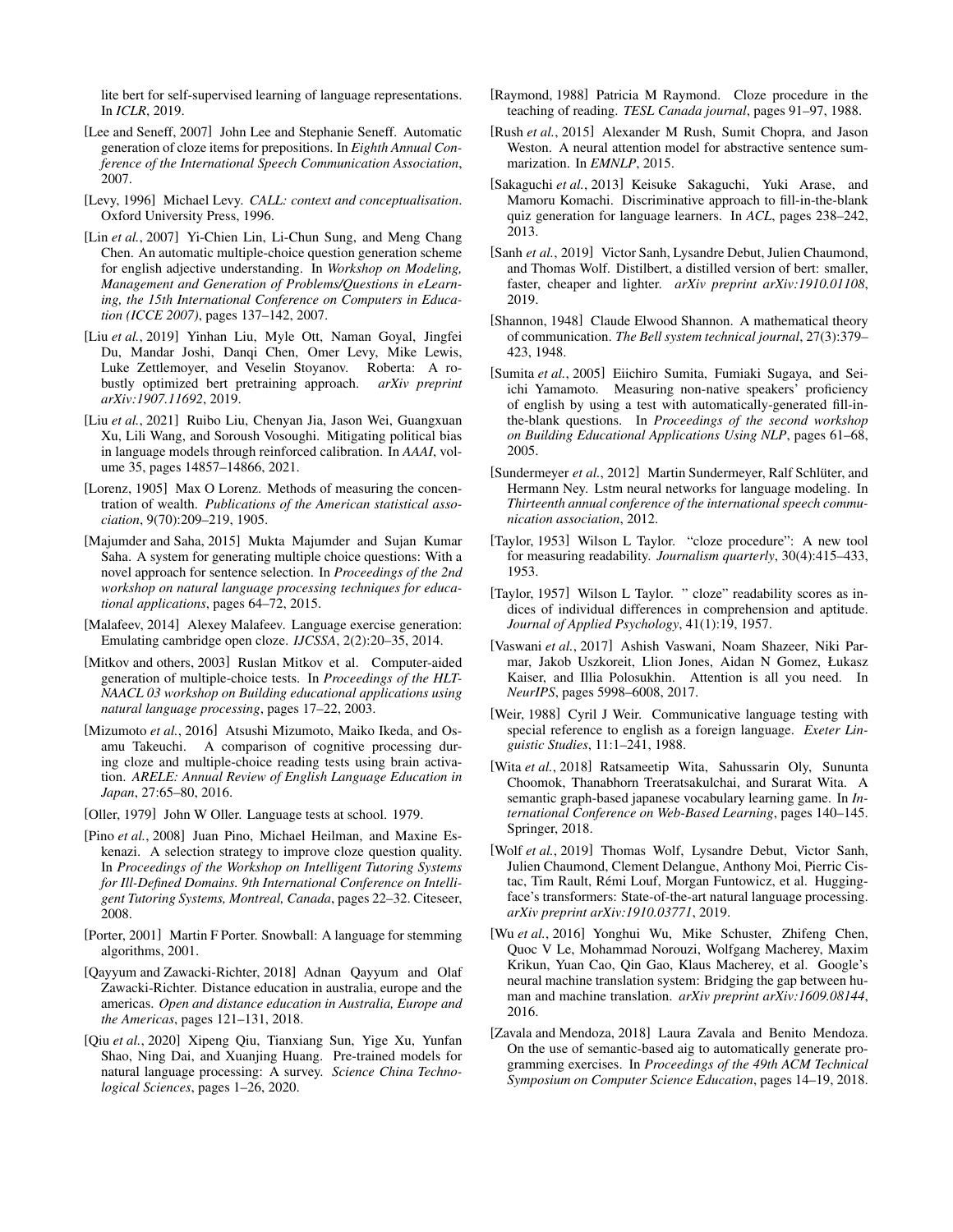lite bert for self-supervised learning of language representations. In *ICLR*, 2019.

[Lee and Seneff, 2007] John Lee and Stephanie Seneff. Automatic generation of cloze items for prepositions. In *Eighth Annual Conference of the International Speech Communication Association*, 2007.

[Levy, 1996] Michael Levy. *CALL: context and conceptualisation*. Oxford University Press, 1996.

[Lin *et al.*, 2007] Yi-Chien Lin, Li-Chun Sung, and Meng Chang Chen. An automatic multiple-choice question generation scheme for english adjective understanding. In *Workshop on Modeling, Management and Generation of Problems/Questions in eLearning, the 15th International Conference on Computers in Education (ICCE 2007)*, pages 137–142, 2007.

[Liu *et al.*, 2019] Yinhan Liu, Myle Ott, Naman Goyal, Jingfei Du, Mandar Joshi, Danqi Chen, Omer Levy, Mike Lewis, Luke Zettlemoyer, and Veselin Stoyanov. Roberta: A robustly optimized bert pretraining approach. *arXiv preprint arXiv:1907.11692*, 2019.

[Liu *et al.*, 2021] Ruibo Liu, Chenyan Jia, Jason Wei, Guangxuan Xu, Lili Wang, and Soroush Vosoughi. Mitigating political bias in language models through reinforced calibration. In *AAAI*, volume 35, pages 14857–14866, 2021.

[Lorenz, 1905] Max O Lorenz. Methods of measuring the concentration of wealth. *Publications of the American statistical association*, 9(70):209–219, 1905.

[Majumder and Saha, 2015] Mukta Majumder and Sujan Kumar Saha. A system for generating multiple choice questions: With a novel approach for sentence selection. In *Proceedings of the 2nd workshop on natural language processing techniques for educational applications*, pages 64–72, 2015.

[Malafeev, 2014] Alexey Malafeev. Language exercise generation: Emulating cambridge open cloze. *IJCSSA*, 2(2):20–35, 2014.

[Mitkov and others, 2003] Ruslan Mitkov et al. Computer-aided generation of multiple-choice tests. In *Proceedings of the HLT-NAACL 03 workshop on Building educational applications using natural language processing*, pages 17–22, 2003.

[Mizumoto *et al.*, 2016] Atsushi Mizumoto, Maiko Ikeda, and Osamu Takeuchi. A comparison of cognitive processing during cloze and multiple-choice reading tests using brain activation. *ARELE: Annual Review of English Language Education in Japan*, 27:65–80, 2016.

[Oller, 1979] John W Oller. Language tests at school. 1979.

[Pino *et al.*, 2008] Juan Pino, Michael Heilman, and Maxine Eskenazi. A selection strategy to improve cloze question quality. In *Proceedings of the Workshop on Intelligent Tutoring Systems for Ill-Defined Domains. 9th International Conference on Intelligent Tutoring Systems, Montreal, Canada*, pages 22–32. Citeseer, 2008.

[Porter, 2001] Martin F Porter. Snowball: A language for stemming algorithms, 2001.

[Qayyum and Zawacki-Richter, 2018] Adnan Qayyum and Olaf Zawacki-Richter. Distance education in australia, europe and the americas. *Open and distance education in Australia, Europe and the Americas*, pages 121–131, 2018.

[Qiu *et al.*, 2020] Xipeng Qiu, Tianxiang Sun, Yige Xu, Yunfan Shao, Ning Dai, and Xuanjing Huang. Pre-trained models for natural language processing: A survey. *Science China Technological Sciences*, pages 1–26, 2020.

[Raymond, 1988] Patricia M Raymond. Cloze procedure in the teaching of reading. *TESL Canada journal*, pages 91–97, 1988.

[Rush *et al.*, 2015] Alexander M Rush, Sumit Chopra, and Jason Weston. A neural attention model for abstractive sentence summarization. In *EMNLP*, 2015.

[Sakaguchi *et al.*, 2013] Keisuke Sakaguchi, Yuki Arase, and Mamoru Komachi. Discriminative approach to fill-in-the-blank quiz generation for language learners. In *ACL*, pages 238–242, 2013.

[Sanh *et al.*, 2019] Victor Sanh, Lysandre Debut, Julien Chaumond, and Thomas Wolf. Distilbert, a distilled version of bert: smaller, faster, cheaper and lighter. *arXiv preprint arXiv:1910.01108*, 2019.

[Shannon, 1948] Claude Elwood Shannon. A mathematical theory of communication. *The Bell system technical journal*, 27(3):379–423, 1948.

[Sumita *et al.*, 2005] Eiichiro Sumita, Fumiaki Sugaya, and Seiichi Yamamoto. Measuring non-native speakers' proficiency of english by using a test with automatically-generated fill-in-the-blank questions. In *Proceedings of the second workshop on Building Educational Applications Using NLP*, pages 61–68, 2005.

[Sundermeyer *et al.*, 2012] Martin Sundermeyer, Ralf Schlüter, and Hermann Ney. Lstm neural networks for language modeling. In *Thirteenth annual conference of the international speech communication association*, 2012.

[Taylor, 1953] Wilson L Taylor. "cloze procedure": A new tool for measuring readability. *Journalism quarterly*, 30(4):415–433, 1953.

[Taylor, 1957] Wilson L Taylor. " cloze" readability scores as indices of individual differences in comprehension and aptitude. *Journal of Applied Psychology*, 41(1):19, 1957.

[Vaswani *et al.*, 2017] Ashish Vaswani, Noam Shazeer, Niki Parmar, Jakob Uszkoreit, Llion Jones, Aidan N Gomez, Łukasz Kaiser, and Illia Polosukhin. Attention is all you need. In *NeurIPS*, pages 5998–6008, 2017.

[Weir, 1988] Cyril J Weir. Communicative language testing with special reference to english as a foreign language. *Exeter Linguistic Studies*, 11:1–241, 1988.

[Wita *et al.*, 2018] Ratsameetip Wita, Sahussarin Oly, Sununta Choomok, Thanabhorn Treeratsakulchai, and Surarat Wita. A semantic graph-based japanese vocabulary learning game. In *International Conference on Web-Based Learning*, pages 140–145. Springer, 2018.

[Wolf *et al.*, 2019] Thomas Wolf, Lysandre Debut, Victor Sanh, Julien Chaumond, Clement Delangue, Anthony Moi, Pierric Cistac, Tim Rault, Rémi Louf, Morgan Funtowicz, et al. Huggingface's transformers: State-of-the-art natural language processing. *arXiv preprint arXiv:1910.03771*, 2019.

[Wu *et al.*, 2016] Yonghui Wu, Mike Schuster, Zhifeng Chen, Quoc V Le, Mohammad Norouzi, Wolfgang Macherey, Maxim Krikun, Yuan Cao, Qin Gao, Klaus Macherey, et al. Google's neural machine translation system: Bridging the gap between human and machine translation. *arXiv preprint arXiv:1609.08144*, 2016.

[Zavala and Mendoza, 2018] Laura Zavala and Benito Mendoza. On the use of semantic-based aig to automatically generate programming exercises. In *Proceedings of the 49th ACM Technical Symposium on Computer Science Education*, pages 14–19, 2018.